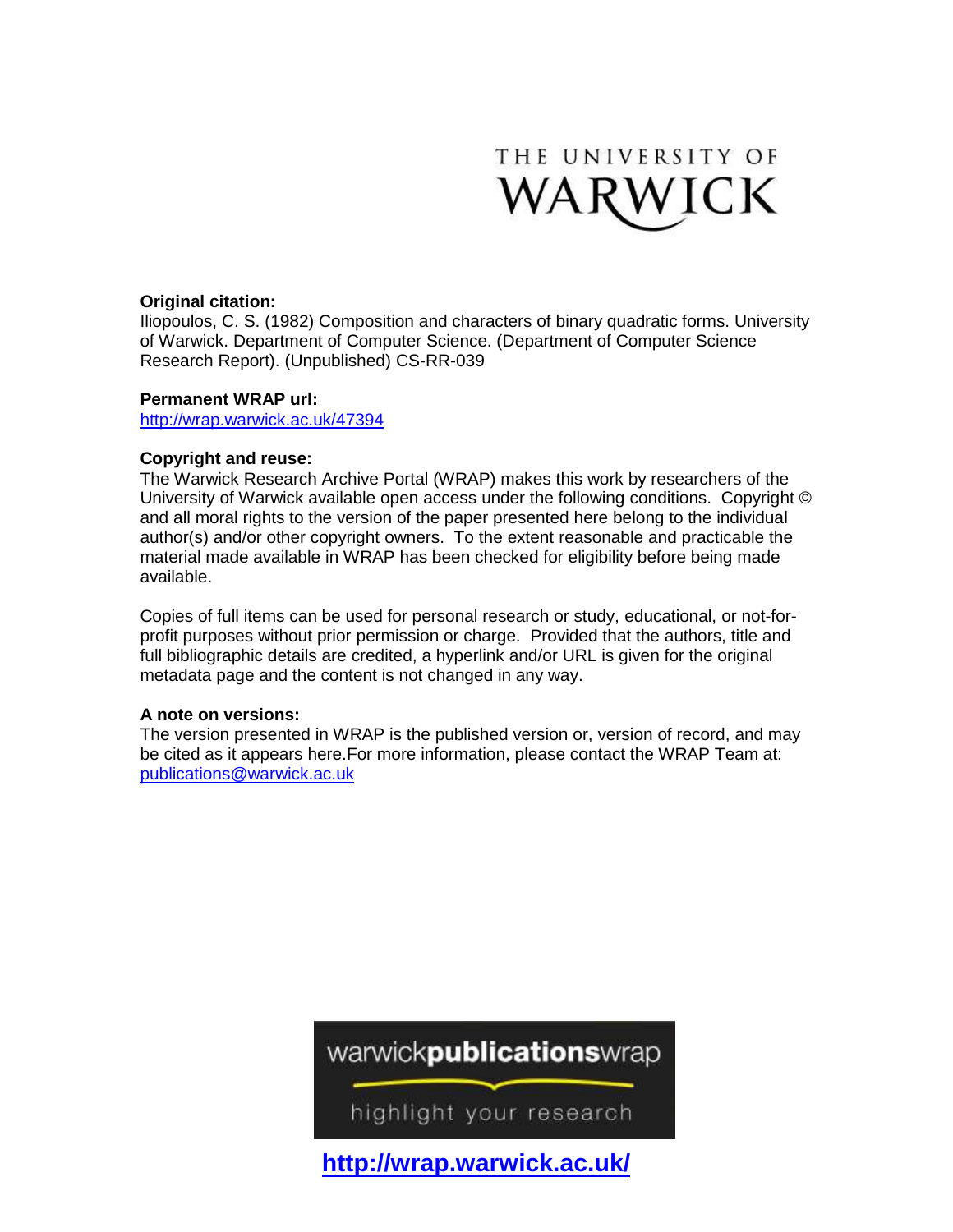THE UNIVERSITY OF WARWICK

**Original citation:**
Iliopoulos, C. S. (1982) Composition and characters of binary quadratic forms. University of Warwick. Department of Computer Science. (Department of Computer Science Research Report). (Unpublished) CS-RR-039

**Permanent WRAP url:**
http://wrap.warwick.ac.uk/47394

**Copyright and reuse:**
The Warwick Research Archive Portal (WRAP) makes this work by researchers of the University of Warwick available open access under the following conditions. Copyright © and all moral rights to the version of the paper presented here belong to the individual author(s) and/or other copyright owners. To the extent reasonable and practicable the material made available in WRAP has been checked for eligibility before being made available.

Copies of full items can be used for personal research or study, educational, or not-for-profit purposes without prior permission or charge. Provided that the authors, title and full bibliographic details are credited, a hyperlink and/or URL is given for the original metadata page and the content is not changed in any way.

**A note on versions:**
The version presented in WRAP is the published version or, version of record, and may be cited as it appears here.For more information, please contact the WRAP Team at: publications@warwick.ac.uk

warwickpublicationswrap

highlight your research

**http://wrap.warwick.ac.uk/**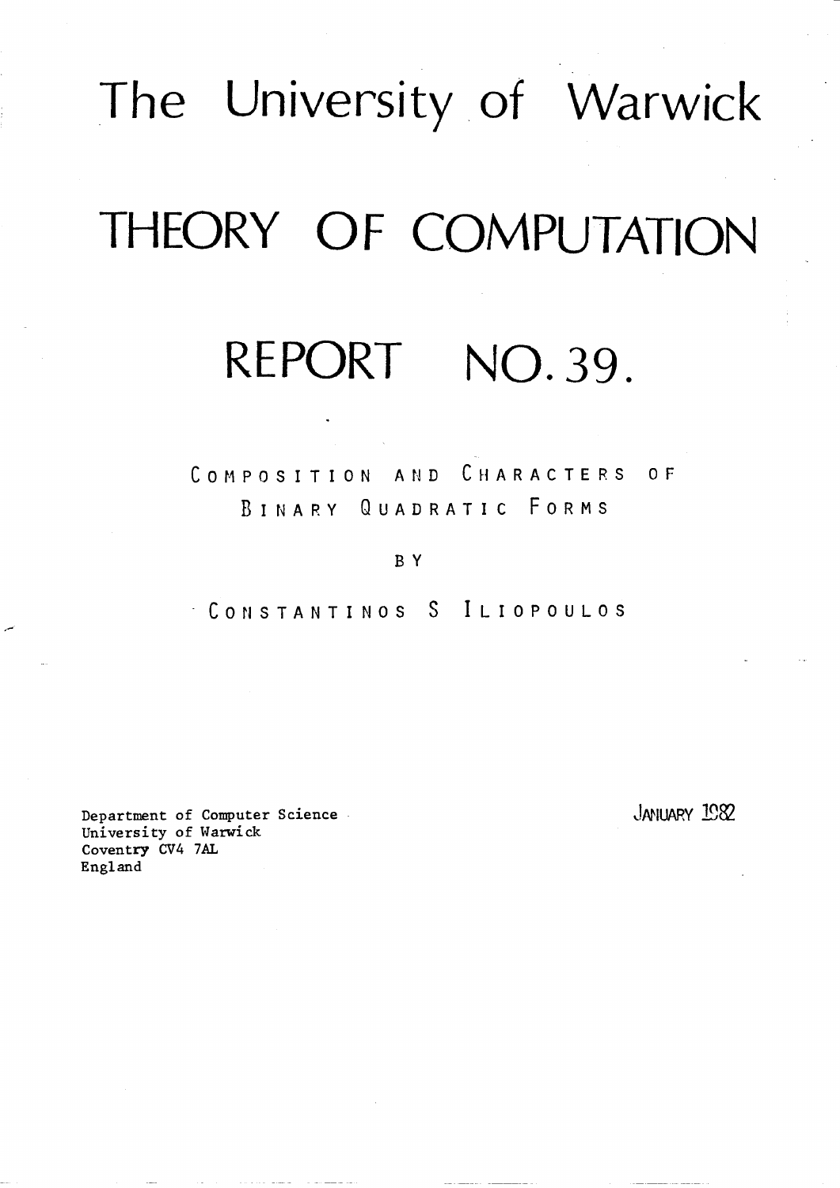# The University of Warwick

# THEORY OF COMPUTATION

# REPORT NO. 39.

## COMPOSITION AND CHARACTERS OF BINARY QUADRATIC FORMS

BY

CONSTANTINOS S ILIOPOULOS

Department of Computer Science
University of Warwick
Coventry CV4 7AL
England

JANUARY 1982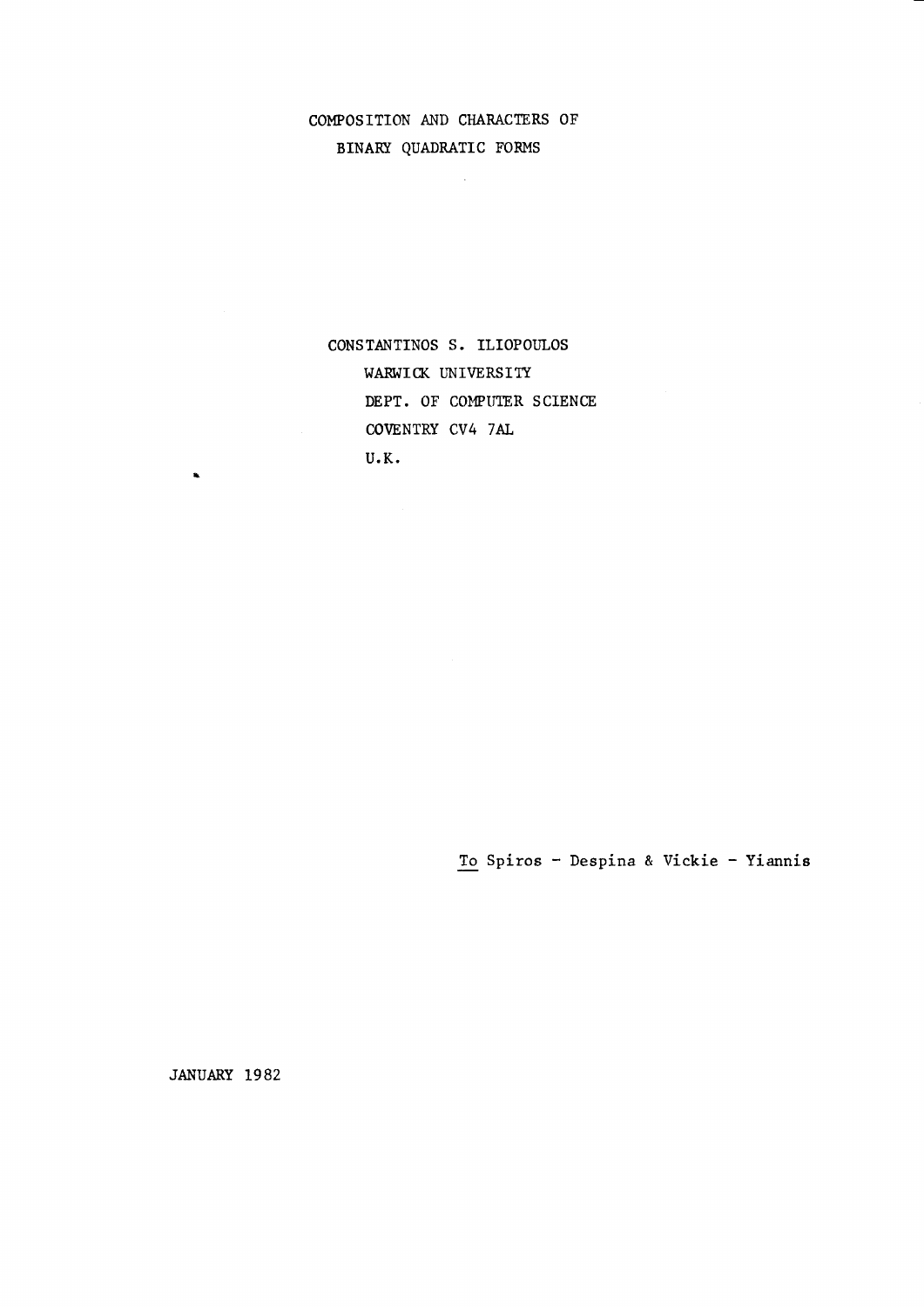# COMPOSITION AND CHARACTERS OF BINARY QUADRATIC FORMS

CONSTANTINOS S. ILIOPOULOS
WARWICK UNIVERSITY
DEPT. OF COMPUTER SCIENCE
COVENTRY CV4 7AL
U.K.

To Spiros - Despina & Vickie - Yiannis

JANUARY 1982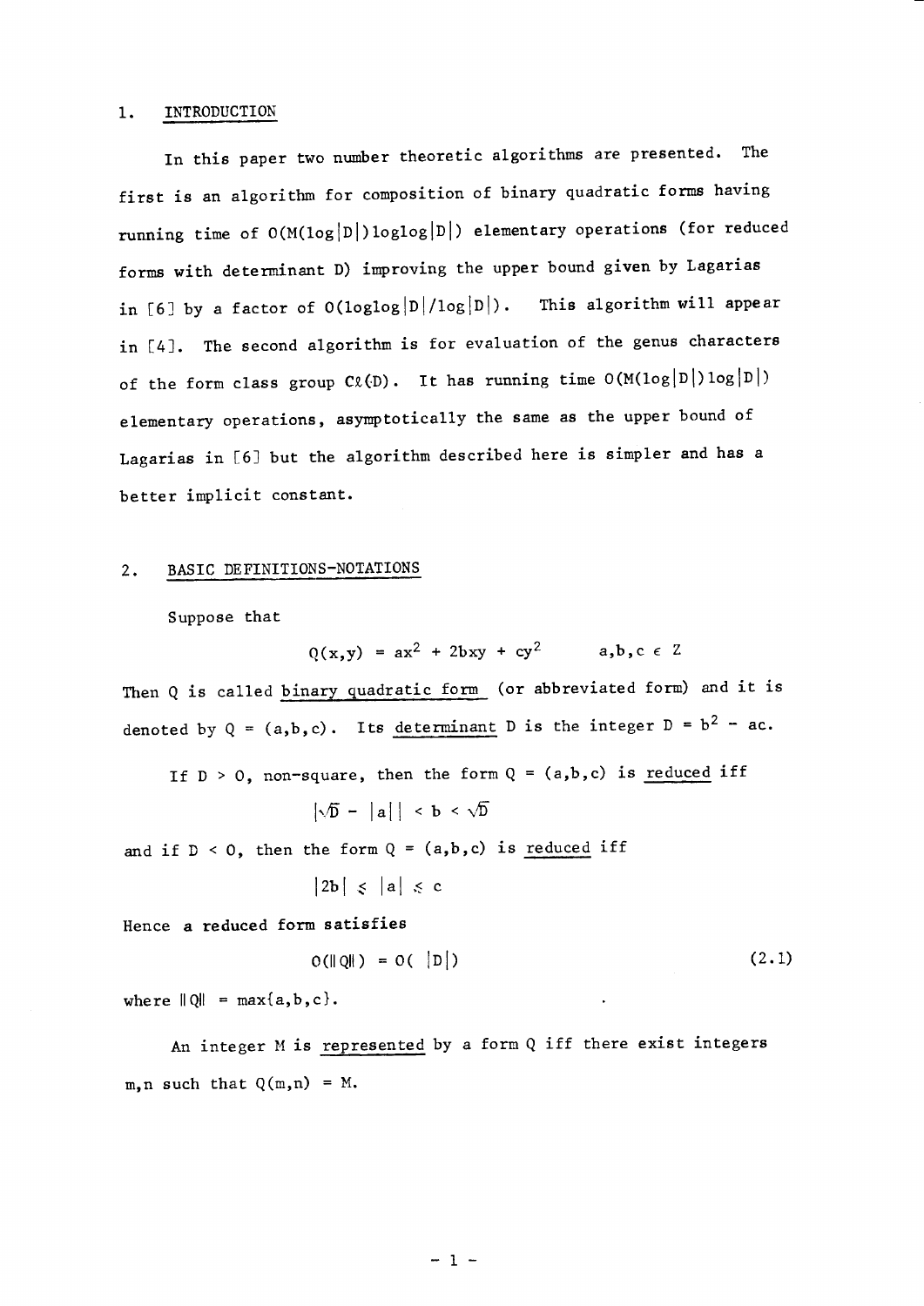## 1. INTRODUCTION

In this paper two number theoretic algorithms are presented. The first is an algorithm for composition of binary quadratic forms having running time of $O(M(\log|D|)\log\log|D|)$ elementary operations (for reduced forms with determinant D) improving the upper bound given by Lagarias in [6] by a factor of $O(\log\log|D|/\log|D|)$. This algorithm will appear in [4]. The second algorithm is for evaluation of the genus characters of the form class group $C\ell(D)$. It has running time $O(M(\log|D|)\log|D|)$ elementary operations, asymptotically the same as the upper bound of Lagarias in [6] but the algorithm described here is simpler and has a better implicit constant.

## 2. BASIC DEFINITIONS-NOTATIONS

Suppose that

$$Q(x,y) = ax^2 + 2bxy + cy^2 \qquad a,b,c \in Z$$

Then Q is called binary quadratic form (or abbreviated form) and it is denoted by $Q = (a,b,c)$. Its determinant D is the integer $D = b^2 - ac$.

If $D > 0$, non-square, then the form $Q = (a,b,c)$ is reduced iff

$$|\sqrt{D} - |a|| < b < \sqrt{D}$$

and if $D < 0$, then the form $Q = (a,b,c)$ is reduced iff

$$|2b| \leqslant |a| \leqslant c$$

Hence a reduced form satisfies

$$O(\|Q\|) = O(|D|) \tag{2.1}$$

where $\|Q\| = \max\{a,b,c\}$.

An integer M is represented by a form Q iff there exist integers m,n such that $Q(m,n) = M$.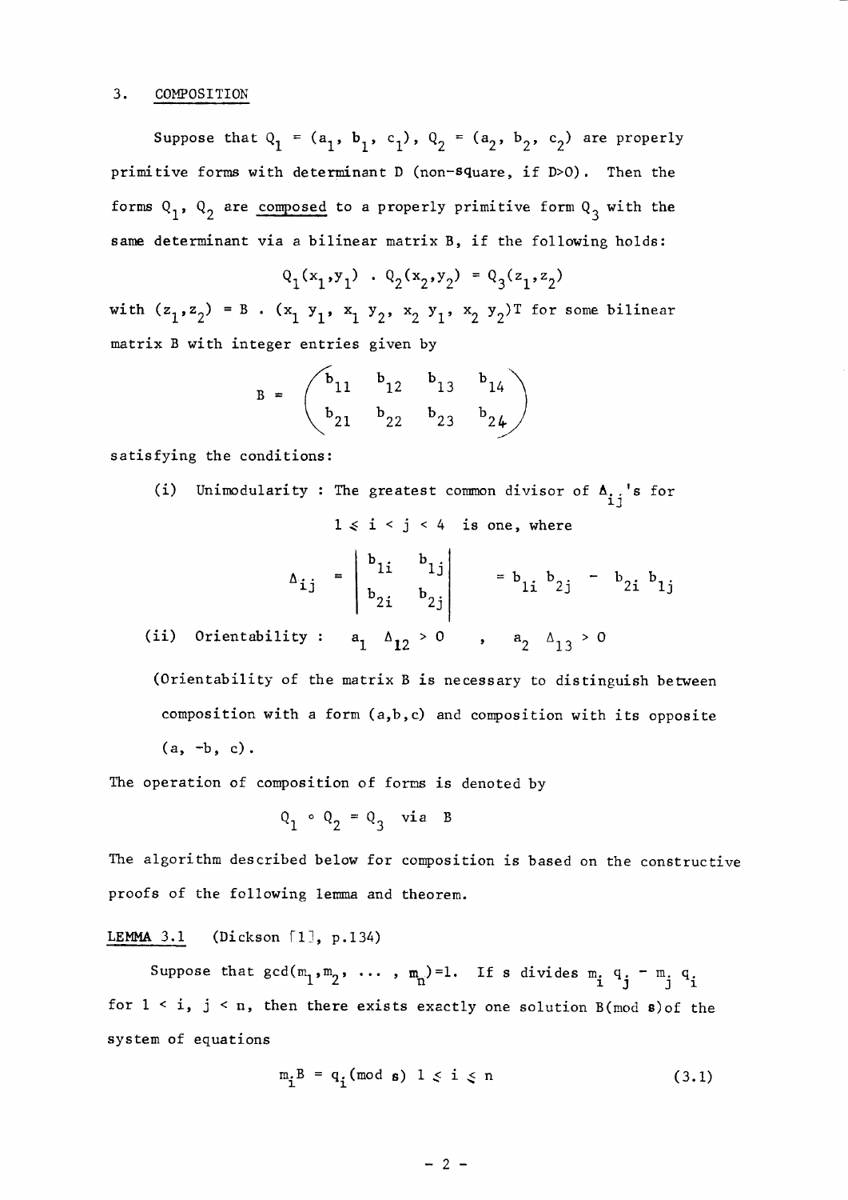## 3. COMPOSITION

Suppose that $Q_1 = (a_1, b_1, c_1)$, $Q_2 = (a_2, b_2, c_2)$ are properly primitive forms with determinant D (non-square, if D>0). Then the forms $Q_1$, $Q_2$ are composed to a properly primitive form $Q_3$ with the same determinant via a bilinear matrix B, if the following holds:

$$Q_1(x_1,y_1) \cdot Q_2(x_2,y_2) = Q_3(z_1,z_2)$$

with $(z_1,z_2) = B \cdot (x_1\, y_1,\ x_1\, y_2,\ x_2\, y_1,\ x_2\, y_2)^T$ for some bilinear matrix B with integer entries given by

$$B = \begin{pmatrix} b_{11} & b_{12} & b_{13} & b_{14} \\ b_{21} & b_{22} & b_{23} & b_{24} \end{pmatrix}$$

satisfying the conditions:

(i) Unimodularity : The greatest common divisor of $\Delta_{ij}$'s for

$1 \leqslant i < j < 4$ is one, where

$$\Delta_{ij} = \begin{vmatrix} b_{1i} & b_{1j} \\ b_{2i} & b_{2j} \end{vmatrix} = b_{1i}\, b_{2j} - b_{2i}\, b_{1j}$$

(ii) Orientability : $a_1\ \Delta_{12} > 0$ , $a_2\ \Delta_{13} > 0$

(Orientability of the matrix B is necessary to distinguish between composition with a form (a,b,c) and composition with its opposite (a, -b, c).

The operation of composition of forms is denoted by

$$Q_1 \circ Q_2 = Q_3 \quad \text{via} \quad B$$

The algorithm described below for composition is based on the constructive proofs of the following lemma and theorem.

**LEMMA 3.1** (Dickson [1], p.134)

Suppose that $\gcd(m_1, m_2, \ldots, m_n)=1$. If s divides $m_i\, q_j - m_j\, q_i$ for $1 < i,\ j < n$, then there exists exactly one solution B(mod s) of the system of equations

$$m_i B \equiv q_i \pmod{s} \quad 1 \leqslant i \leqslant n \tag{3.1}$$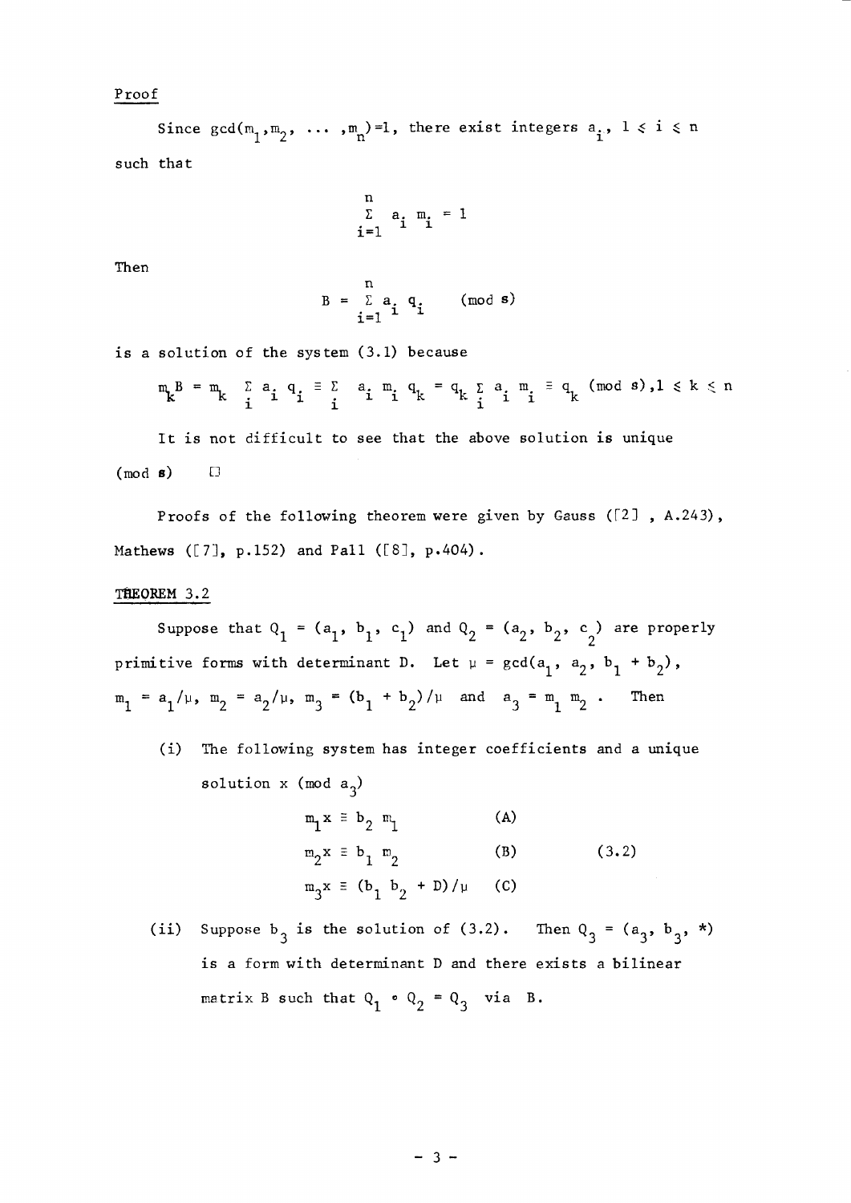Proof

Since $\gcd(m_1, m_2, \ldots, m_n)=1$, there exist integers $a_i$, $1 \leq i \leq n$ such that

$$\sum_{i=1}^{n} a_i m_i = 1$$

Then

$$B = \sum_{i=1}^{n} a_i q_i \quad (\text{mod } s)$$

is a solution of the system (3.1) because

$$m_k B = m_k \sum_i a_i q_i \equiv \sum_i a_i m_i q_k = q_k \sum_i a_i m_i \equiv q_k \ (\text{mod } s), 1 \leq k \leq n$$

It is not difficult to see that the above solution is unique (mod $s$) □

Proofs of the following theorem were given by Gauss ([2] , A.243), Mathews ([7], p.152) and Pall ([8], p.404).

THEOREM 3.2

Suppose that $Q_1 = (a_1, b_1, c_1)$ and $Q_2 = (a_2, b_2, c_2)$ are properly primitive forms with determinant D. Let $\mu = \gcd(a_1, a_2, b_1 + b_2)$, $m_1 = a_1/\mu$, $m_2 = a_2/\mu$, $m_3 = (b_1 + b_2)/\mu$ and $a_3 = m_1 m_2$. Then

(i) The following system has integer coefficients and a unique solution x (mod $a_3$)

$$\begin{aligned}
m_1 x &\equiv b_2 m_1 && \text{(A)} \\
m_2 x &\equiv b_1 m_2 && \text{(B)} \qquad (3.2) \\
m_3 x &\equiv (b_1 b_2 + D)/\mu && \text{(C)}
\end{aligned}$$

(ii) Suppose $b_3$ is the solution of (3.2). Then $Q_3 = (a_3, b_3, *)$ is a form with determinant D and there exists a bilinear matrix B such that $Q_1 \circ Q_2 = Q_3$ via B.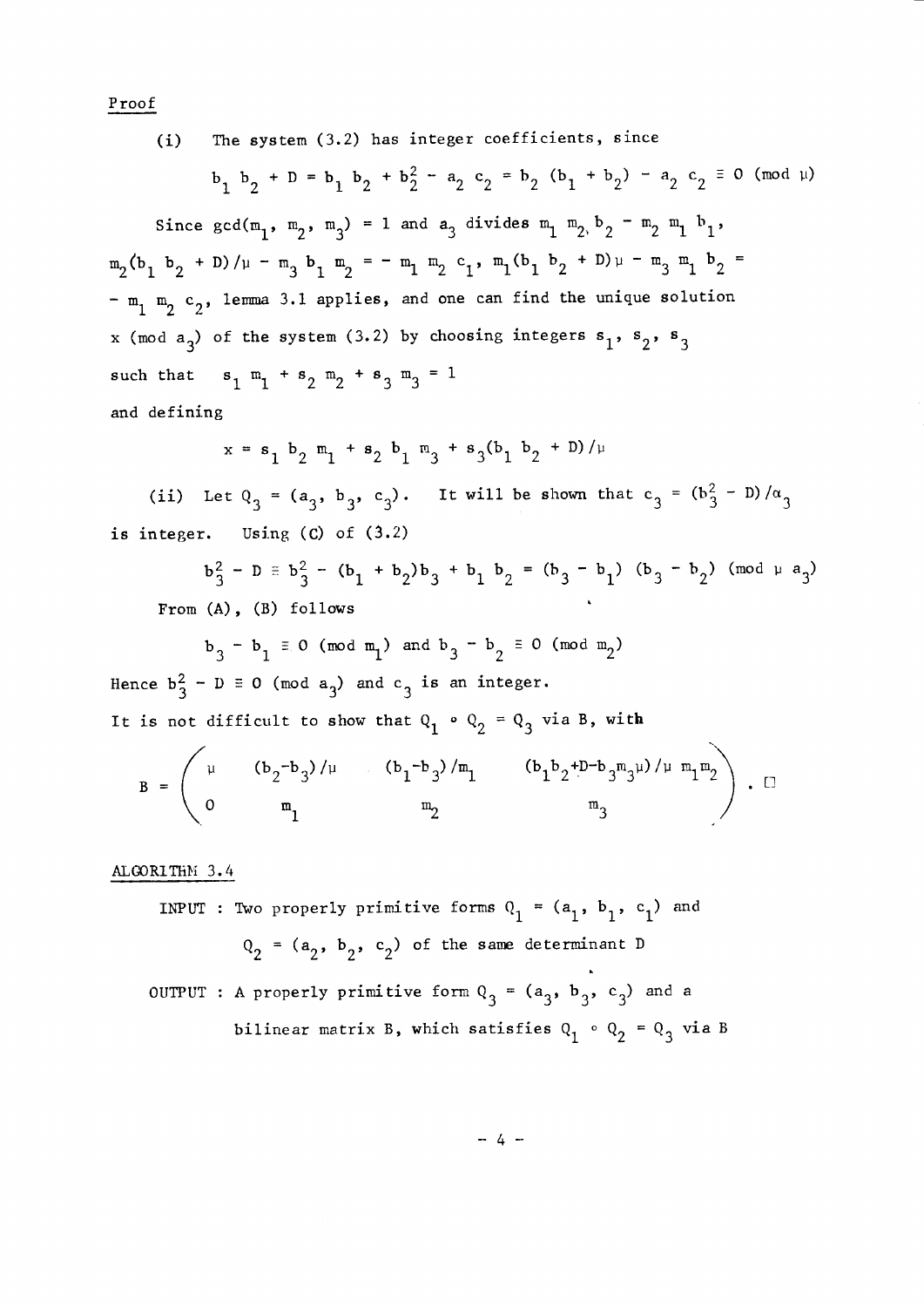Proof

(i) The system (3.2) has integer coefficients, since

$$b_1 b_2 + D = b_1 b_2 + b_2^2 - a_2 c_2 = b_2 (b_1 + b_2) - a_2 c_2 \equiv 0 \pmod{\mu}$$

Since $\gcd(m_1, m_2, m_3) = 1$ and $a_3$ divides $m_1 m_2 b_2 - m_2 m_1 b_1$, $m_2(b_1 b_2 + D)/\mu - m_3 b_1 m_2 = - m_1 m_2 c_1$, $m_1(b_1 b_2 + D)\mu - m_3 m_1 b_2 = - m_1 m_2 c_2$, lemma 3.1 applies, and one can find the unique solution $x \pmod{a_3}$ of the system (3.2) by choosing integers $s_1$, $s_2$, $s_3$ such that $s_1 m_1 + s_2 m_2 + s_3 m_3 = 1$

and defining

$$x = s_1 b_2 m_1 + s_2 b_1 m_3 + s_3(b_1 b_2 + D)/\mu$$

(ii) Let $Q_3 = (a_3, b_3, c_3)$. It will be shown that $c_3 = (b_3^2 - D)/\alpha_3$ is integer. Using (C) of (3.2)

$$b_3^2 - D \equiv b_3^2 - (b_1 + b_2)b_3 + b_1 b_2 = (b_3 - b_1)(b_3 - b_2) \pmod{\mu a_3}$$

From (A), (B) follows

$$b_3 - b_1 \equiv 0 \pmod{m_1} \text{ and } b_3 - b_2 \equiv 0 \pmod{m_2}$$

Hence $b_3^2 - D \equiv 0 \pmod{a_3}$ and $c_3$ is an integer.

It is not difficult to show that $Q_1 \circ Q_2 = Q_3$ via B, with

$$B = \begin{pmatrix} \mu & (b_2-b_3)/\mu & (b_1-b_3)/m_1 & (b_1 b_2 + D - b_3 m_3 \mu)/\mu\, m_1 m_2 \\ 0 & m_1 & m_2 & m_3 \end{pmatrix} . \square$$

ALGORITHM 3.4

INPUT : Two properly primitive forms $Q_1 = (a_1, b_1, c_1)$ and $Q_2 = (a_2, b_2, c_2)$ of the same determinant D

OUTPUT : A properly primitive form $Q_3 = (a_3, b_3, c_3)$ and a bilinear matrix B, which satisfies $Q_1 \circ Q_2 = Q_3$ via B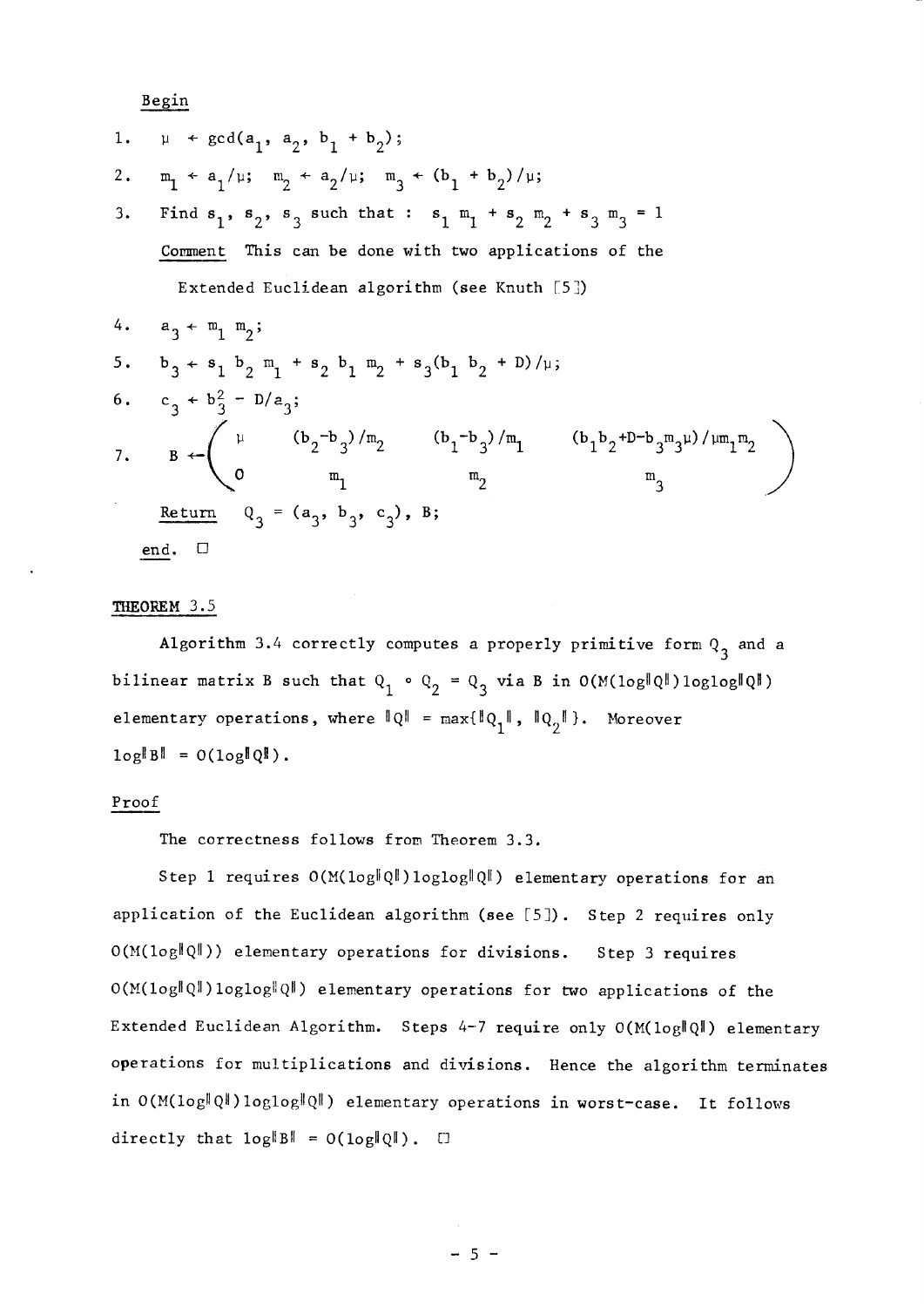Begin

1. $\mu \leftarrow \gcd(a_1, a_2, b_1 + b_2)$;

2. $m_1 \leftarrow a_1/\mu$; $m_2 \leftarrow a_2/\mu$; $m_3 \leftarrow (b_1 + b_2)/\mu$;

3. Find $s_1$, $s_2$, $s_3$ such that : $s_1 m_1 + s_2 m_2 + s_3 m_3 = 1$

   Comment This can be done with two applications of the Extended Euclidean algorithm (see Knuth [5])

4. $a_3 \leftarrow m_1 m_2$;

5. $b_3 \leftarrow s_1 b_2 m_1 + s_2 b_1 m_2 + s_3(b_1 b_2 + D)/\mu$;

6. $c_3 \leftarrow b_3^2 - D/a_3$;

7. $$B \leftarrow \begin{pmatrix} \mu & (b_2-b_3)/m_2 & (b_1-b_3)/m_1 & (b_1 b_2 + D - b_3 m_3 \mu)/\mu m_1 m_2 \\ 0 & m_1 & m_2 & m_3 \end{pmatrix}$$

   Return $Q_3 = (a_3, b_3, c_3)$, B;

end. □

**THEOREM** 3.5

Algorithm 3.4 correctly computes a properly primitive form $Q_3$ and a bilinear matrix B such that $Q_1 \circ Q_2 = Q_3$ via B in $O(M(\log\|Q\|)\log\log\|Q\|)$ elementary operations, where $\|Q\| = \max\{\|Q_1\|, \|Q_2\|\}$. Moreover $\log\|B\| = O(\log\|Q\|)$.

Proof

The correctness follows from Theorem 3.3.

Step 1 requires $O(M(\log\|Q\|)\log\log\|Q\|)$ elementary operations for an application of the Euclidean algorithm (see [5]). Step 2 requires only $O(M(\log\|Q\|))$ elementary operations for divisions. Step 3 requires $O(M(\log\|Q\|)\log\log\|Q\|)$ elementary operations for two applications of the Extended Euclidean Algorithm. Steps 4-7 require only $O(M(\log\|Q\|)$ elementary operations for multiplications and divisions. Hence the algorithm terminates in $O(M(\log\|Q\|)\log\log\|Q\|)$ elementary operations in worst-case. It follows directly that $\log\|B\| = O(\log\|Q\|)$. □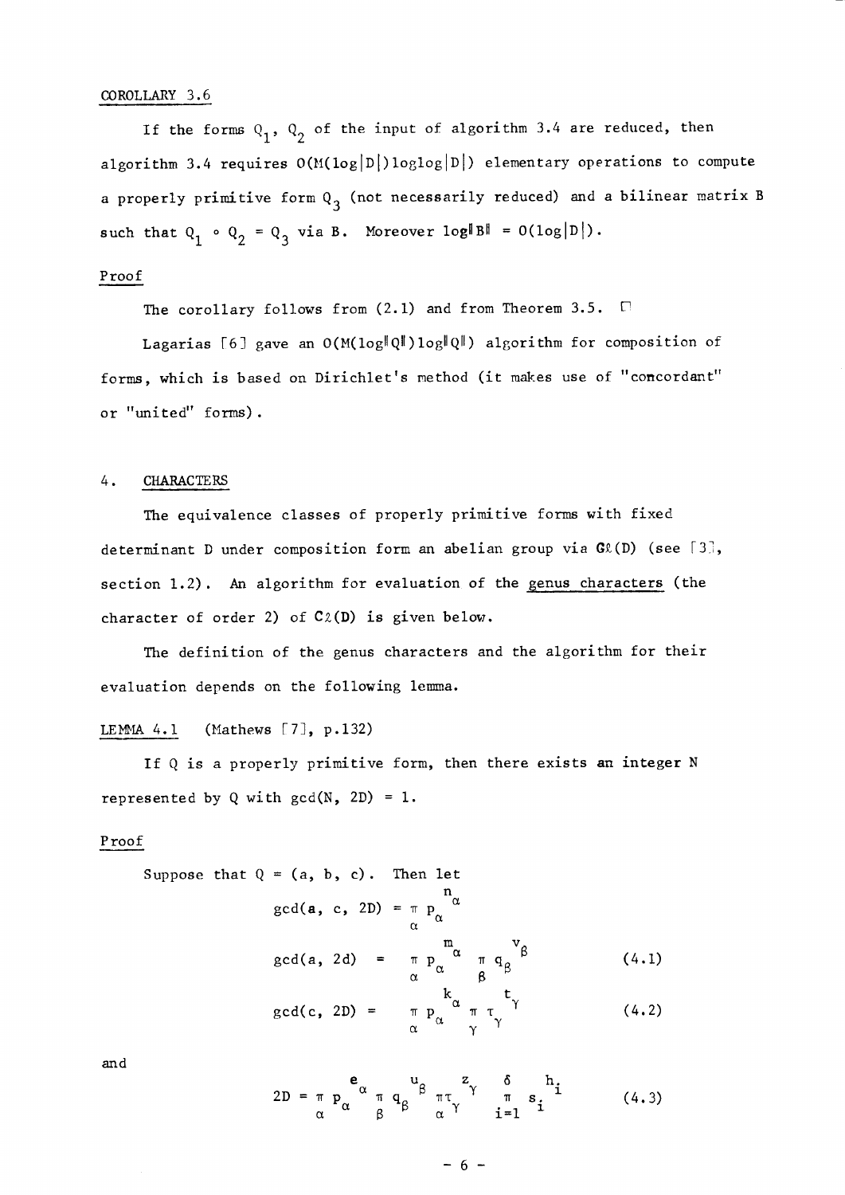COROLLARY 3.6

If the forms $Q_1$, $Q_2$ of the input of algorithm 3.4 are reduced, then algorithm 3.4 requires $O(M(\log|D|)\log\log|D|)$ elementary operations to compute a properly primitive form $Q_3$ (not necessarily reduced) and a bilinear matrix B such that $Q_1 \circ Q_2 = Q_3$ via B. Moreover $\log\|B\| = O(\log|D|)$.

Proof

The corollary follows from (2.1) and from Theorem 3.5. □

Lagarias [6] gave an $O(M(\log\|Q\|)\log\|Q\|)$ algorithm for composition of forms, which is based on Dirichlet's method (it makes use of "concordant" or "united" forms).

## 4. CHARACTERS

The equivalence classes of properly primitive forms with fixed determinant D under composition form an abelian group via $G\ell(D)$ (see [3], section 1.2). An algorithm for evaluation of the genus characters (the character of order 2) of $C\ell(D)$ is given below.

The definition of the genus characters and the algorithm for their evaluation depends on the following lemma.

LEMMA 4.1 (Mathews [7], p.132)

If Q is a properly primitive form, then there exists an integer N represented by Q with $\gcd(N, 2D) = 1$.

Proof

Suppose that $Q = (a, b, c)$. Then let

$$\gcd(a, c, 2D) = \prod_\alpha p_\alpha^{n_\alpha}$$

$$\gcd(a, 2d) = \prod_\alpha p_\alpha^{m_\alpha} \prod_\beta q_\beta^{v_\beta} \qquad (4.1)$$

$$\gcd(c, 2D) = \prod_\alpha p_\alpha^{k_\alpha} \prod_\gamma \tau_\gamma^{t_\gamma} \qquad (4.2)$$

and

$$2D = \prod_\alpha p_\alpha^{e_\alpha} \prod_\beta q_\beta^{u_\beta} \prod_\alpha \tau_\gamma^{z_\gamma} \prod_{i=1}^{\delta} s_i^{h_i} \qquad (4.3)$$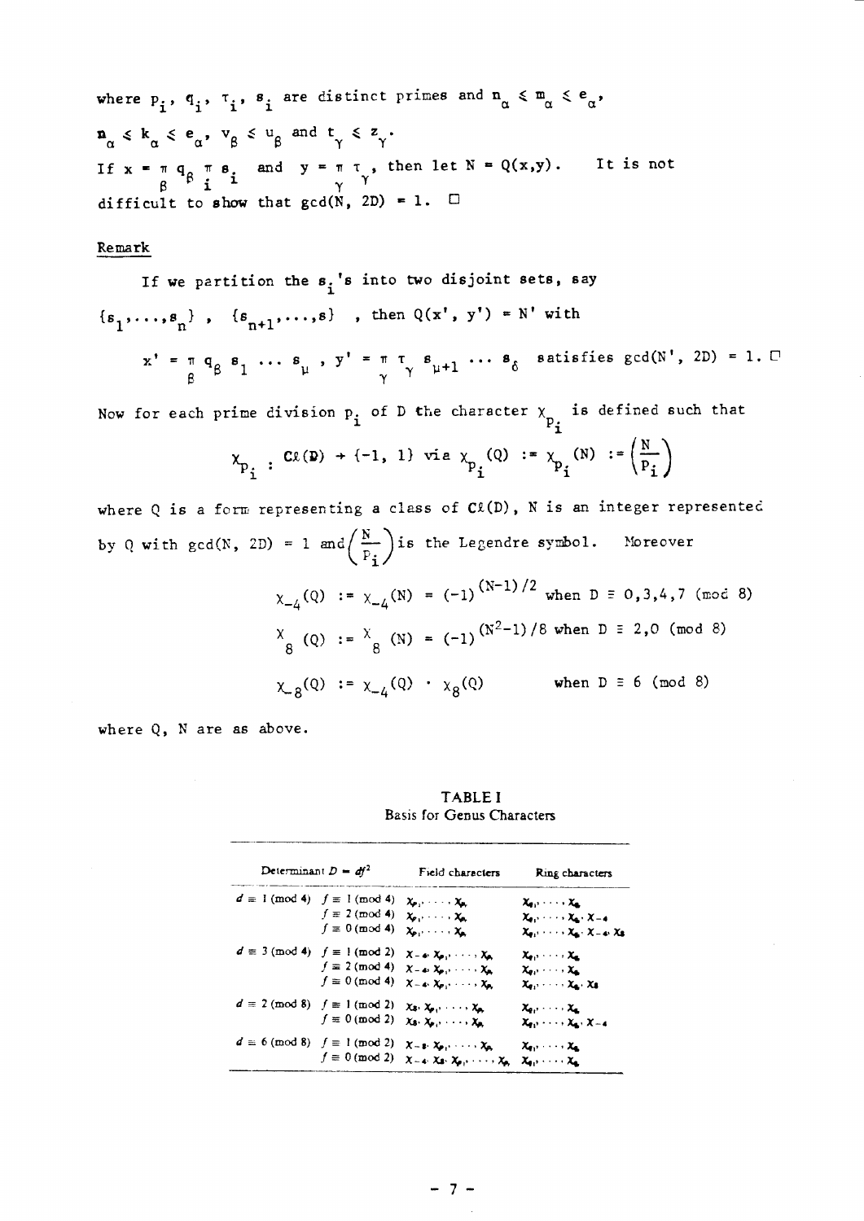where $p_i$, $q_i$, $\tau_i$, $s_i$ are distinct primes and $n_\alpha \leq m_\alpha \leq e_\alpha$, $n_\alpha \leq k_\alpha \leq e_\alpha$, $v_\beta \leq u_\beta$ and $t_\gamma \leq z_\gamma$.
If $x = \pi_\beta\, q_\beta \pi_i\, s_i$ and $y = \pi_\gamma\, \tau_\gamma$, then let $N = Q(x,y)$. It is not difficult to show that $\gcd(N, 2D) = 1$. □

## Remark

If we partition the $s_i$'s into two disjoint sets, say $\{s_1, \ldots, s_n\}$, $\{s_{n+1}, \ldots, s\}$, then $Q(x', y') = N'$ with

$$x' = \pi_\beta\, q_\beta\, s_1 \ldots s_\mu \,,\; y' = \pi_\gamma\, \tau_\gamma\, s_{\mu+1} \ldots s_\delta$$ satisfies $\gcd(N', 2D) = 1$. □

Now for each prime division $p_i$ of $D$ the character $\chi_{p_i}$ is defined such that

$$\chi_{p_i} : C\ell(D) \to \{-1, 1\} \text{ via } \chi_{p_i}(Q) := \chi_{p_i}(N) := \left(\frac{N}{p_i}\right)$$

where $Q$ is a form representing a class of $C\ell(D)$, $N$ is an integer represented by $Q$ with $\gcd(N, 2D) = 1$ and $\left(\frac{N}{p_i}\right)$ is the Legendre symbol. Moreover

$$\chi_{-4}(Q) := \chi_{-4}(N) = (-1)^{(N-1)/2} \text{ when } D \equiv 0,3,4,7 \pmod 8$$

$$\chi_8(Q) := \chi_8(N) = (-1)^{(N^2-1)/8} \text{ when } D \equiv 2,0 \pmod 8$$

$$\chi_{-8}(Q) := \chi_{-4}(Q) \cdot \chi_8(Q) \qquad \text{when } D \equiv 6 \pmod 8$$

where $Q$, $N$ are as above.

**TABLE I**
Basis for Genus Characters

| Determinant $D = df^2$ | | Field characters | Ring characters |
|---|---|---|---|
| $d \equiv 1 \pmod 4$ | $f \equiv 1 \pmod 4$ | $\chi_{p_1}, \ldots, \chi_{p_r}$ | $\chi_{q_1}, \ldots, \chi_{q_s}$ |
| | $f \equiv 2 \pmod 4$ | $\chi_{p_1}, \ldots, \chi_{p_r}$ | $\chi_{q_1}, \ldots, \chi_{q_s}, \chi_{-4}$ |
| | $f \equiv 0 \pmod 4$ | $\chi_{p_1}, \ldots, \chi_{p_r}$ | $\chi_{q_1}, \ldots, \chi_{q_s}, \chi_{-4}, \chi_8$ |
| $d \equiv 3 \pmod 4$ | $f \equiv 1 \pmod 2$ | $\chi_{-4}, \chi_{p_1}, \ldots, \chi_{p_r}$ | $\chi_{q_1}, \ldots, \chi_{q_s}$ |
| | $f \equiv 2 \pmod 4$ | $\chi_{-4}, \chi_{p_1}, \ldots, \chi_{p_r}$ | $\chi_{q_1}, \ldots, \chi_{q_s}$ |
| | $f \equiv 0 \pmod 4$ | $\chi_{-4}, \chi_{p_1}, \ldots, \chi_{p_r}$ | $\chi_{q_1}, \ldots, \chi_{q_s}, \chi_8$ |
| $d \equiv 2 \pmod 8$ | $f \equiv 1 \pmod 2$ | $\chi_8, \chi_{p_1}, \ldots, \chi_{p_r}$ | $\chi_{q_1}, \ldots, \chi_{q_s}$ |
| | $f \equiv 0 \pmod 2$ | $\chi_8, \chi_{p_1}, \ldots, \chi_{p_r}$ | $\chi_{q_1}, \ldots, \chi_{q_s}, \chi_{-4}$ |
| $d \equiv 6 \pmod 8$ | $f \equiv 1 \pmod 2$ | $\chi_{-8}, \chi_{p_1}, \ldots, \chi_{p_r}$ | $\chi_{q_1}, \ldots, \chi_{q_s}$ |
| | $f \equiv 0 \pmod 2$ | $\chi_{-4}, \chi_8, \chi_{p_1}, \ldots, \chi_{p_r}$ | $\chi_{q_1}, \ldots, \chi_{q_s}$ |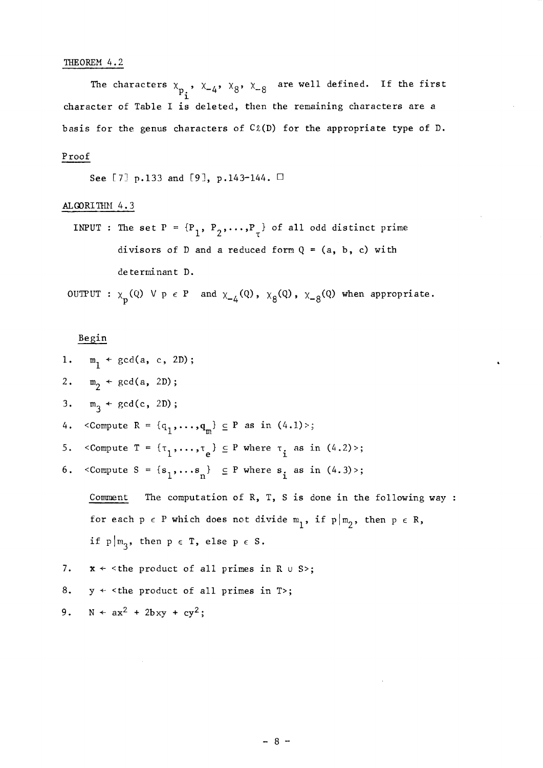THEOREM 4.2

The characters $\chi_{p_i}$, $\chi_{-4}$, $\chi_8$, $\chi_{-8}$ are well defined. If the first character of Table I is deleted, then the remaining characters are a basis for the genus characters of $C\ell(D)$ for the appropriate type of D.

Proof

See [7] p.133 and [9], p.143-144. □

ALGORITHM 4.3

INPUT : The set $P = \{P_1, P_2, \ldots, P_\tau\}$ of all odd distinct prime divisors of D and a reduced form $Q = (a, b, c)$ with determinant D.

OUTPUT : $\chi_p(Q)$ $\forall$ $p \in P$ and $\chi_{-4}(Q)$, $\chi_8(Q)$, $\chi_{-8}(Q)$ when appropriate.

Begin

1. $m_1 \leftarrow \gcd(a, c, 2D)$;
2. $m_2 \leftarrow \gcd(a, 2D)$;
3. $m_3 \leftarrow \gcd(c, 2D)$;
4. <Compute $R = \{q_1, \ldots, q_m\} \subseteq P$ as in (4.1)>;
5. <Compute $T = \{\tau_1, \ldots, \tau_e\} \subseteq P$ where $\tau_i$ as in (4.2)>;
6. <Compute $S = \{s_1, \ldots s_n\} \subseteq P$ where $s_i$ as in (4.3)>;

   Comment The computation of R, T, S is done in the following way : for each $p \in P$ which does not divide $m_1$, if $p | m_2$, then $p \in R$, if $p | m_3$, then $p \in T$, else $p \in S$.

7. $x \leftarrow$ <the product of all primes in $R \cup S$>;
8. $y \leftarrow$ <the product of all primes in T>;
9. $N \leftarrow ax^2 + 2bxy + cy^2$;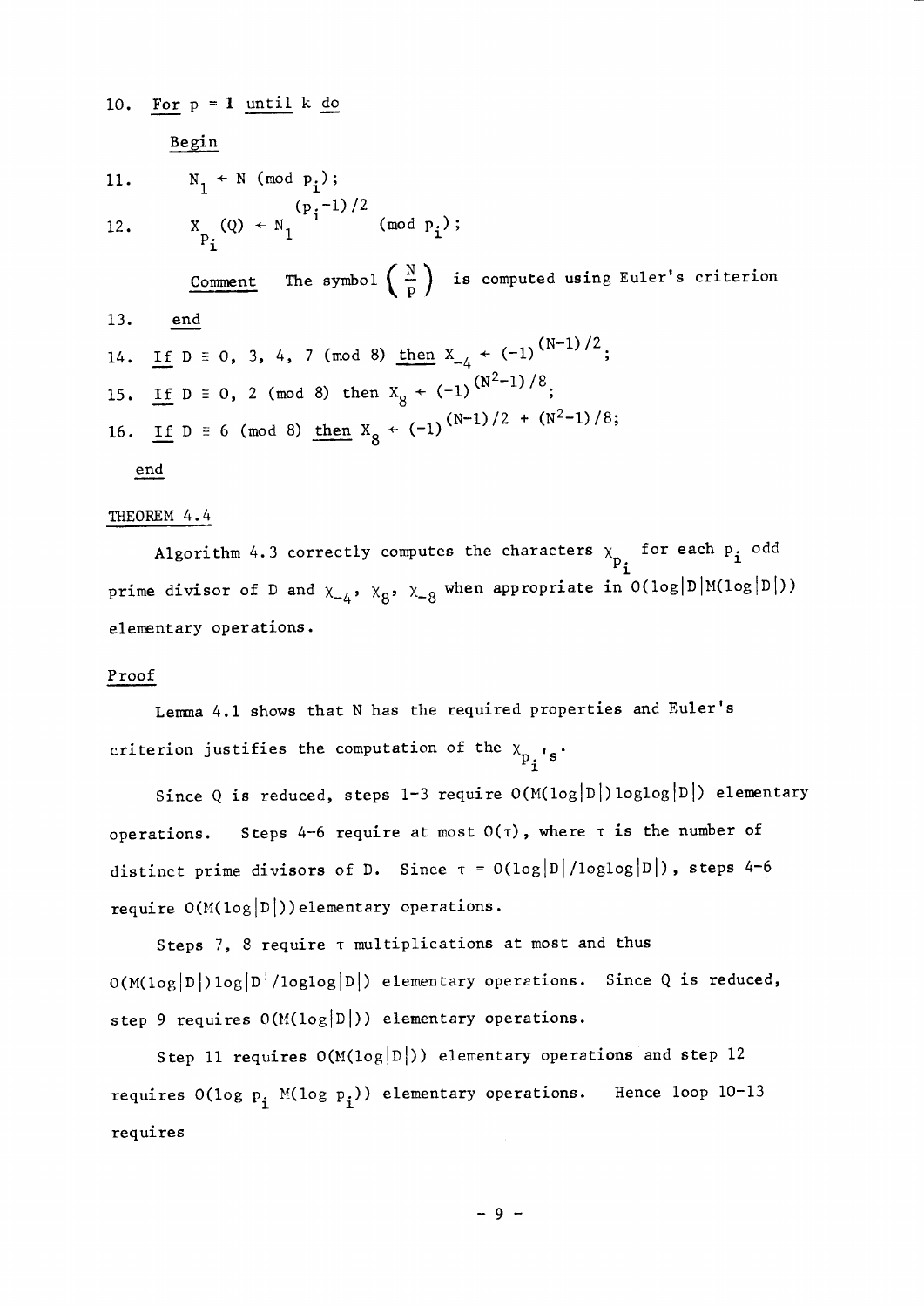10. For $p = 1$ until $k$ do

    Begin

11. $\quad N_1 \leftarrow N \pmod{p_i}$;

12. $\quad X_{p_i}(Q) \leftarrow N_1^{(p_i-1)/2} \pmod{p_i}$;

    Comment The symbol $\left(\frac{N}{p}\right)$ is computed using Euler's criterion

13. end

14. If $D \equiv 0, 3, 4, 7 \pmod 8$ then $X_{-4} \leftarrow (-1)^{(N-1)/2}$;

15. If $D \equiv 0, 2 \pmod 8$ then $X_8 \leftarrow (-1)^{(N^2-1)/8}$;

16. If $D \equiv 6 \pmod 8$ then $X_8 \leftarrow (-1)^{(N-1)/2 + (N^2-1)/8}$;

end

THEOREM 4.4

Algorithm 4.3 correctly computes the characters $\chi_{p_i}$ for each $p_i$ odd prime divisor of D and $\chi_{-4}$, $\chi_8$, $\chi_{-8}$ when appropriate in $O(\log|D|M(\log|D|))$ elementary operations.

Proof

Lemma 4.1 shows that N has the required properties and Euler's criterion justifies the computation of the $\chi_{p_i}$'s.

Since Q is reduced, steps 1-3 require $O(M(\log|D|)\log\log|D|)$ elementary operations. Steps 4-6 require at most $O(\tau)$, where $\tau$ is the number of distinct prime divisors of D. Since $\tau = O(\log|D|/\log\log|D|)$, steps 4-6 require $O(M(\log|D|))$ elementary operations.

Steps 7, 8 require $\tau$ multiplications at most and thus $O(M(\log|D|)\log|D|/\log\log|D|)$ elementary operations. Since Q is reduced, step 9 requires $O(M(\log|D|))$ elementary operations.

Step 11 requires $O(M(\log|D|))$ elementary operations and step 12 requires $O(\log p_i \, M(\log p_i))$ elementary operations. Hence loop 10-13 requires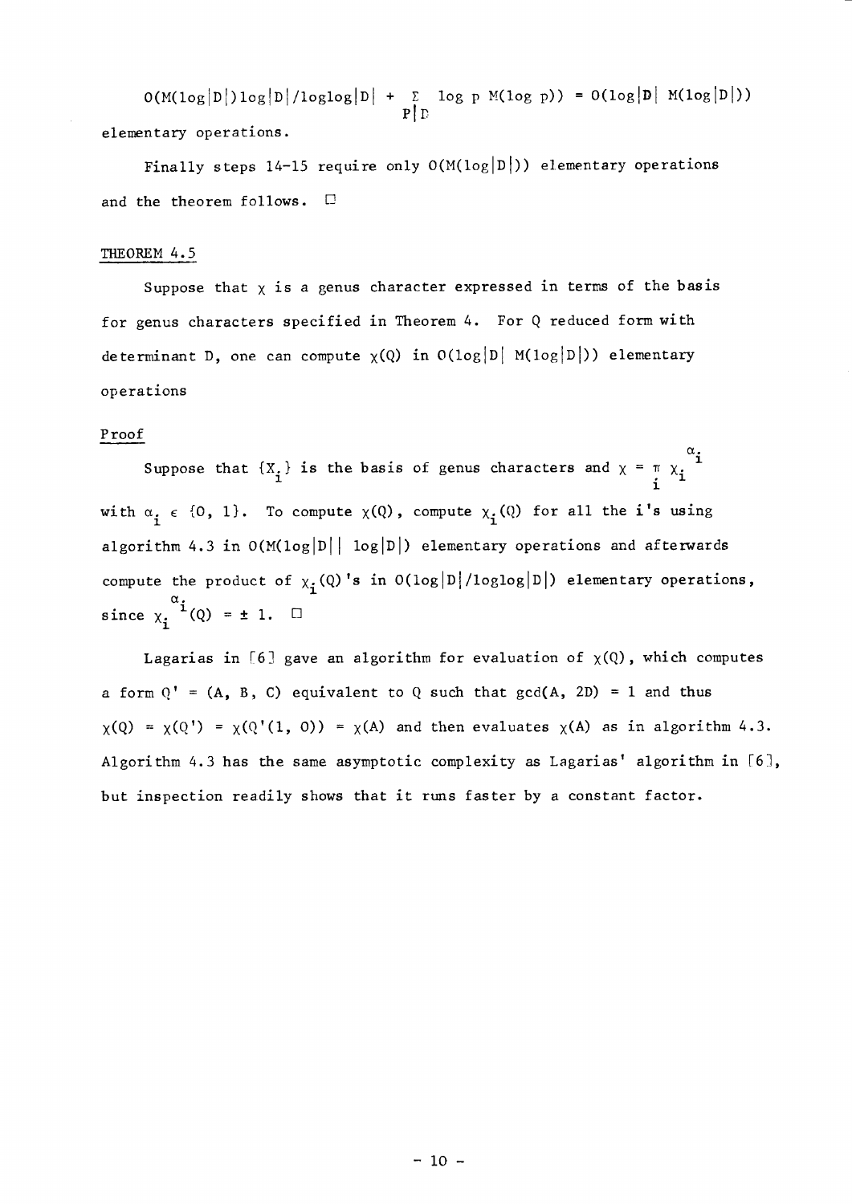$$O(M(\log|D|)\log|D|/\log\log|D| + \sum_{p|D} \log p\, M(\log p)) = O(\log|D|\; M(\log|D|))$$

elementary operations.

Finally steps 14-15 require only $O(M(\log|D|))$ elementary operations and the theorem follows. □

THEOREM 4.5

Suppose that $\chi$ is a genus character expressed in terms of the basis for genus characters specified in Theorem 4. For Q reduced form with determinant D, one can compute $\chi(Q)$ in $O(\log|D|\; M(\log|D|))$ elementary operations

Proof

Suppose that $\{X_i\}$ is the basis of genus characters and $\chi = \pi_i\, \chi_i^{\alpha_i}$ with $\alpha_i \in \{0, 1\}$. To compute $\chi(Q)$, compute $\chi_i(Q)$ for all the i's using algorithm 4.3 in $O(M(\log|D||\; \log|D|)$ elementary operations and afterwards compute the product of $\chi_i(Q)$'s in $O(\log|D|/\log\log|D|)$ elementary operations, since $\chi_i^{\alpha_i}(Q) = \pm 1$. □

Lagarias in [6] gave an algorithm for evaluation of $\chi(Q)$, which computes a form $Q' = (A, B, C)$ equivalent to Q such that $\gcd(A, 2D) = 1$ and thus $\chi(Q) = \chi(Q') = \chi(Q'(1, 0)) = \chi(A)$ and then evaluates $\chi(A)$ as in algorithm 4.3. Algorithm 4.3 has the same asymptotic complexity as Lagarias' algorithm in [6], but inspection readily shows that it runs faster by a constant factor.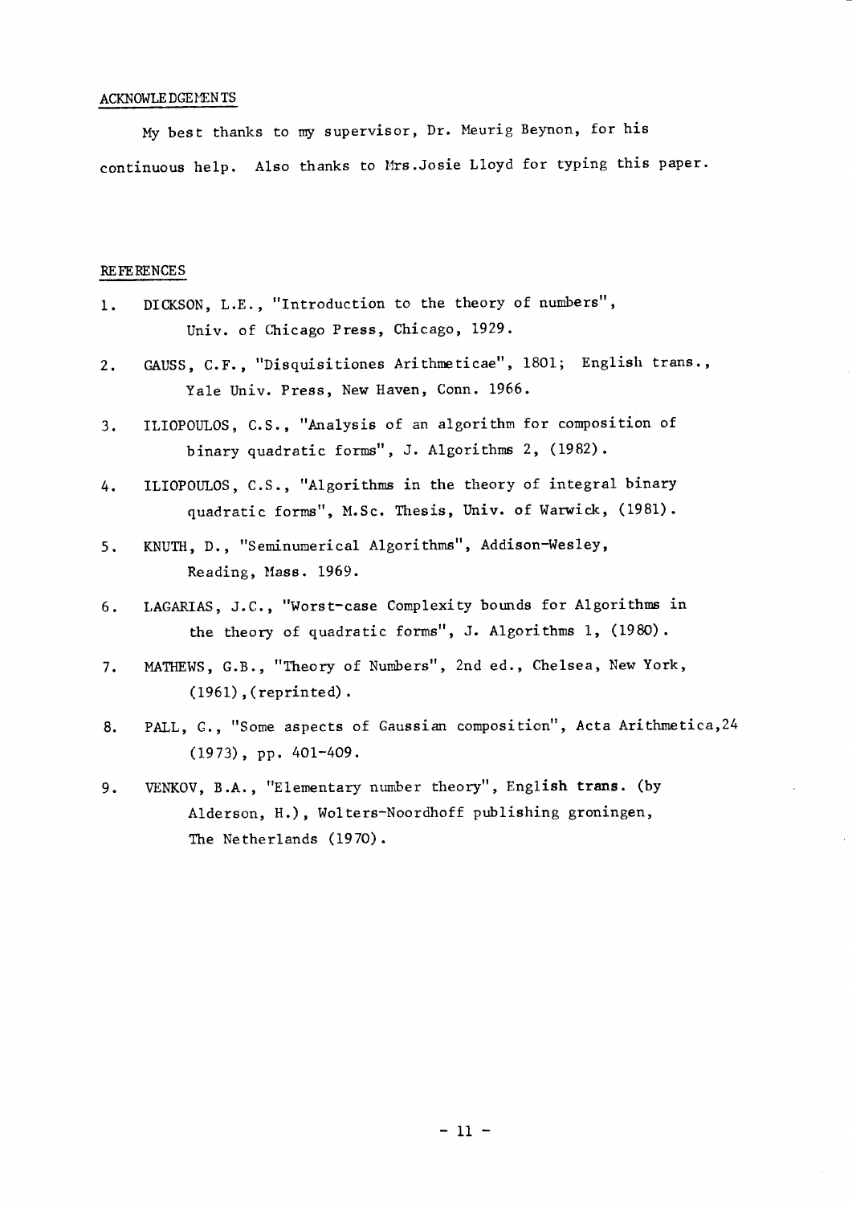## ACKNOWLEDGEMENTS

My best thanks to my supervisor, Dr. Meurig Beynon, for his continuous help. Also thanks to Mrs.Josie Lloyd for typing this paper.

## REFERENCES

1. DICKSON, L.E., "Introduction to the theory of numbers", Univ. of Chicago Press, Chicago, 1929.
2. GAUSS, C.F., "Disquisitiones Arithmeticae", 1801; English trans., Yale Univ. Press, New Haven, Conn. 1966.
3. ILIOPOULOS, C.S., "Analysis of an algorithm for composition of binary quadratic forms", J. Algorithms 2, (1982).
4. ILIOPOULOS, C.S., "Algorithms in the theory of integral binary quadratic forms", M.Sc. Thesis, Univ. of Warwick, (1981).
5. KNUTH, D., "Seminumerical Algorithms", Addison-Wesley, Reading, Mass. 1969.
6. LAGARIAS, J.C., "Worst-case Complexity bounds for Algorithms in the theory of quadratic forms", J. Algorithms 1, (1980).
7. MATHEWS, G.B., "Theory of Numbers", 2nd ed., Chelsea, New York, (1961),(reprinted).
8. PALL, G., "Some aspects of Gaussian composition", Acta Arithmetica,24 (1973), pp. 401-409.
9. VENKOV, B.A., "Elementary number theory", English trans. (by Alderson, H.), Wolters-Noordhoff publishing groningen, The Netherlands (1970).